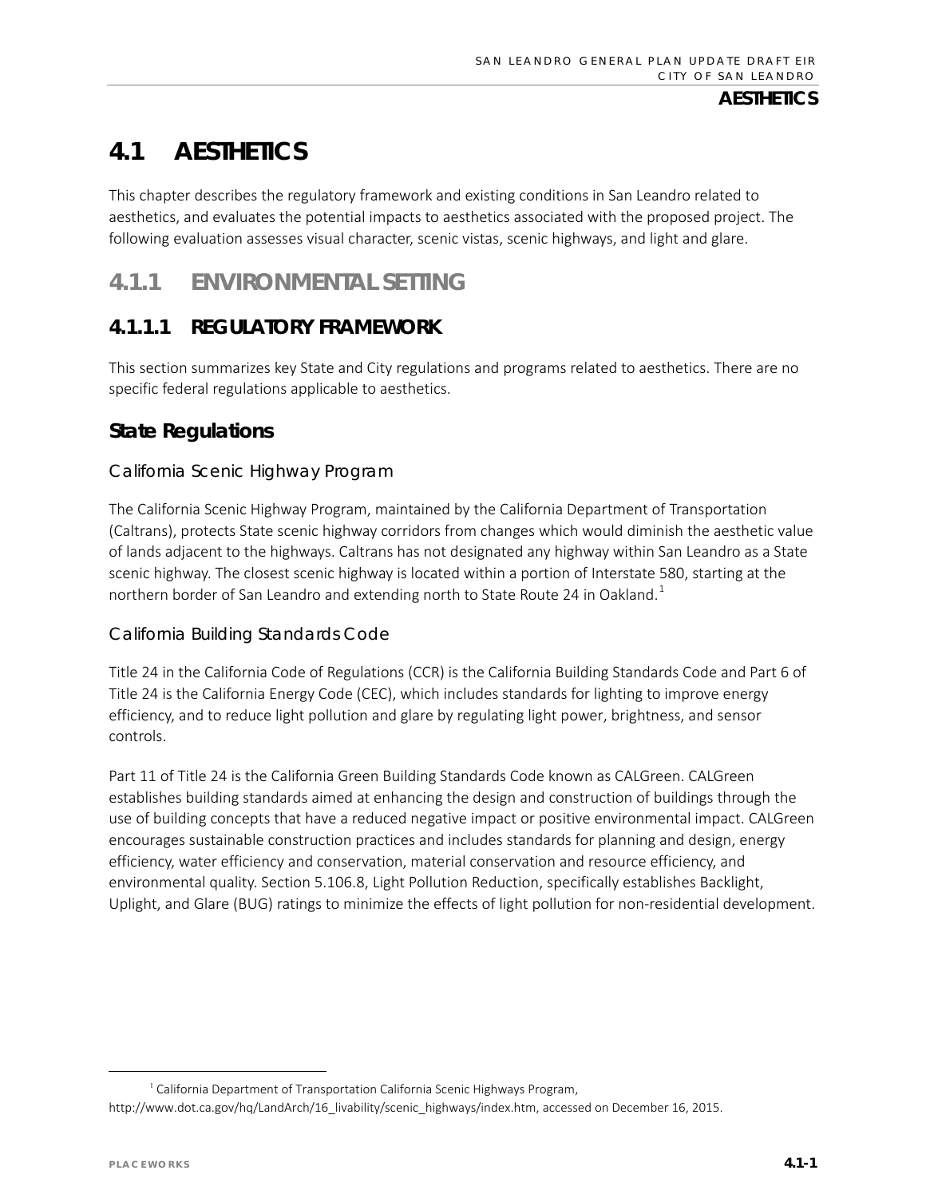# 4.1 AESTHETICS

This chapter describes the regulatory framework and existing conditions in San Leandro related to aesthetics, and evaluates the potential impacts to aesthetics associated with the proposed project. The following evaluation assesses visual character, scenic vistas, scenic highways, and light and glare.

## 4.1.1 ENVIRONMENTAL SETTING

### 4.1.1.1 REGULATORY FRAMEWORK

This section summarizes key State and City regulations and programs related to aesthetics. There are no specific federal regulations applicable to aesthetics.

#### State Regulations

##### California Scenic Highway Program

The California Scenic Highway Program, maintained by the California Department of Transportation (Caltrans), protects State scenic highway corridors from changes which would diminish the aesthetic value of lands adjacent to the highways. Caltrans has not designated any highway within San Leandro as a State scenic highway. The closest scenic highway is located within a portion of Interstate 580, starting at the northern border of San Leandro and extending north to State Route 24 in Oakland.[1]

##### California Building Standards Code

Title 24 in the California Code of Regulations (CCR) is the California Building Standards Code and Part 6 of Title 24 is the California Energy Code (CEC), which includes standards for lighting to improve energy efficiency, and to reduce light pollution and glare by regulating light power, brightness, and sensor controls.

Part 11 of Title 24 is the California Green Building Standards Code known as CALGreen. CALGreen establishes building standards aimed at enhancing the design and construction of buildings through the use of building concepts that have a reduced negative impact or positive environmental impact. CALGreen encourages sustainable construction practices and includes standards for planning and design, energy efficiency, water efficiency and conservation, material conservation and resource efficiency, and environmental quality. Section 5.106.8, Light Pollution Reduction, specifically establishes Backlight, Uplight, and Glare (BUG) ratings to minimize the effects of light pollution for non-residential development.

---

[1] California Department of Transportation California Scenic Highways Program, http://www.dot.ca.gov/hq/LandArch/16_livability/scenic_highways/index.htm, accessed on December 16, 2015.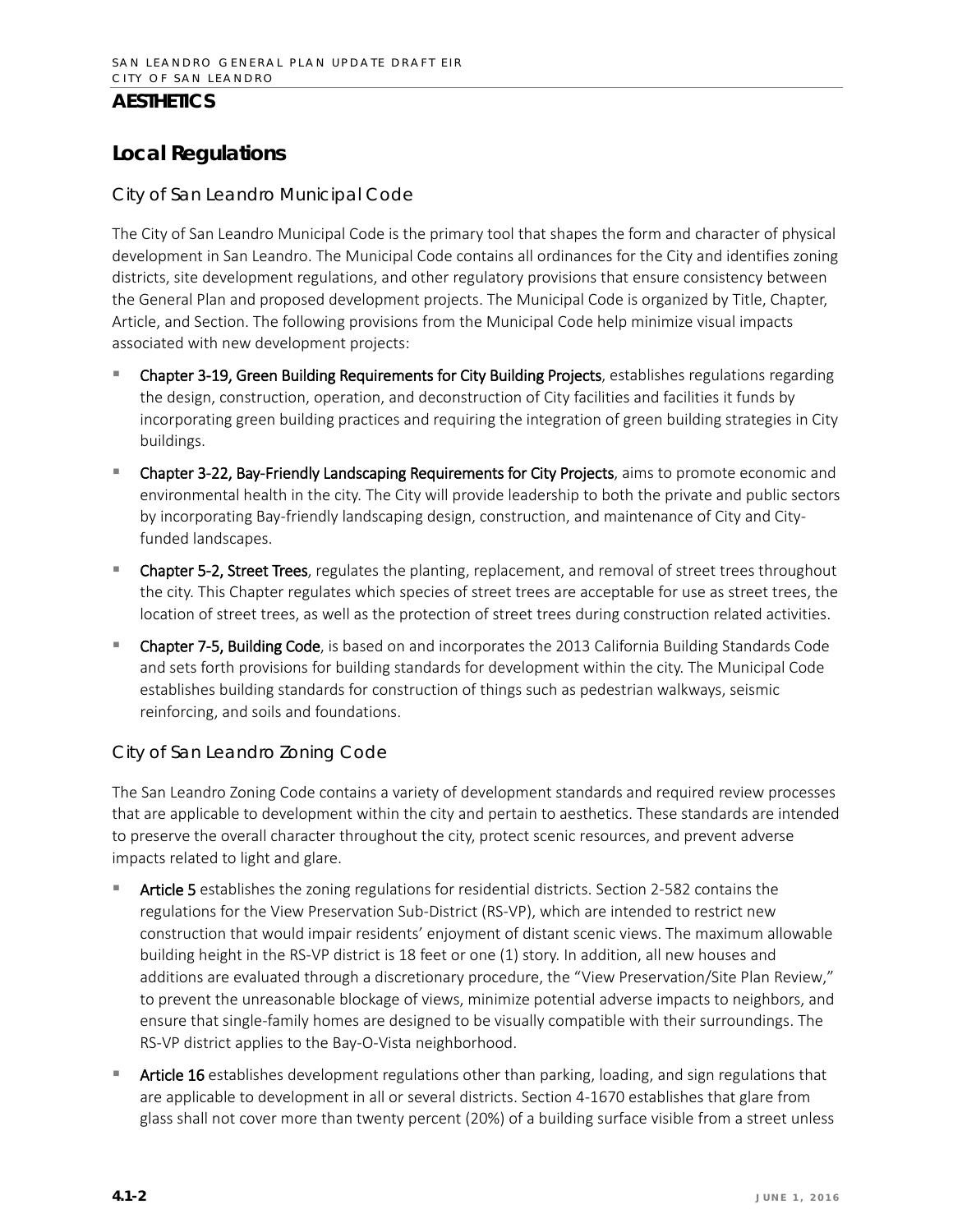## AESTHETICS

# Local Regulations

## City of San Leandro Municipal Code

The City of San Leandro Municipal Code is the primary tool that shapes the form and character of physical development in San Leandro. The Municipal Code contains all ordinances for the City and identifies zoning districts, site development regulations, and other regulatory provisions that ensure consistency between the General Plan and proposed development projects. The Municipal Code is organized by Title, Chapter, Article, and Section. The following provisions from the Municipal Code help minimize visual impacts associated with new development projects:

- **Chapter 3-19, Green Building Requirements for City Building Projects**, establishes regulations regarding the design, construction, operation, and deconstruction of City facilities and facilities it funds by incorporating green building practices and requiring the integration of green building strategies in City buildings.
- **Chapter 3-22, Bay-Friendly Landscaping Requirements for City Projects**, aims to promote economic and environmental health in the city. The City will provide leadership to both the private and public sectors by incorporating Bay-friendly landscaping design, construction, and maintenance of City and City-funded landscapes.
- **Chapter 5-2, Street Trees**, regulates the planting, replacement, and removal of street trees throughout the city. This Chapter regulates which species of street trees are acceptable for use as street trees, the location of street trees, as well as the protection of street trees during construction related activities.
- **Chapter 7-5, Building Code**, is based on and incorporates the 2013 California Building Standards Code and sets forth provisions for building standards for development within the city. The Municipal Code establishes building standards for construction of things such as pedestrian walkways, seismic reinforcing, and soils and foundations.

## City of San Leandro Zoning Code

The San Leandro Zoning Code contains a variety of development standards and required review processes that are applicable to development within the city and pertain to aesthetics. These standards are intended to preserve the overall character throughout the city, protect scenic resources, and prevent adverse impacts related to light and glare.

- **Article 5** establishes the zoning regulations for residential districts. Section 2-582 contains the regulations for the View Preservation Sub-District (RS-VP), which are intended to restrict new construction that would impair residents' enjoyment of distant scenic views. The maximum allowable building height in the RS-VP district is 18 feet or one (1) story. In addition, all new houses and additions are evaluated through a discretionary procedure, the "View Preservation/Site Plan Review," to prevent the unreasonable blockage of views, minimize potential adverse impacts to neighbors, and ensure that single-family homes are designed to be visually compatible with their surroundings. The RS-VP district applies to the Bay-O-Vista neighborhood.
- **Article 16** establishes development regulations other than parking, loading, and sign regulations that are applicable to development in all or several districts. Section 4-1670 establishes that glare from glass shall not cover more than twenty percent (20%) of a building surface visible from a street unless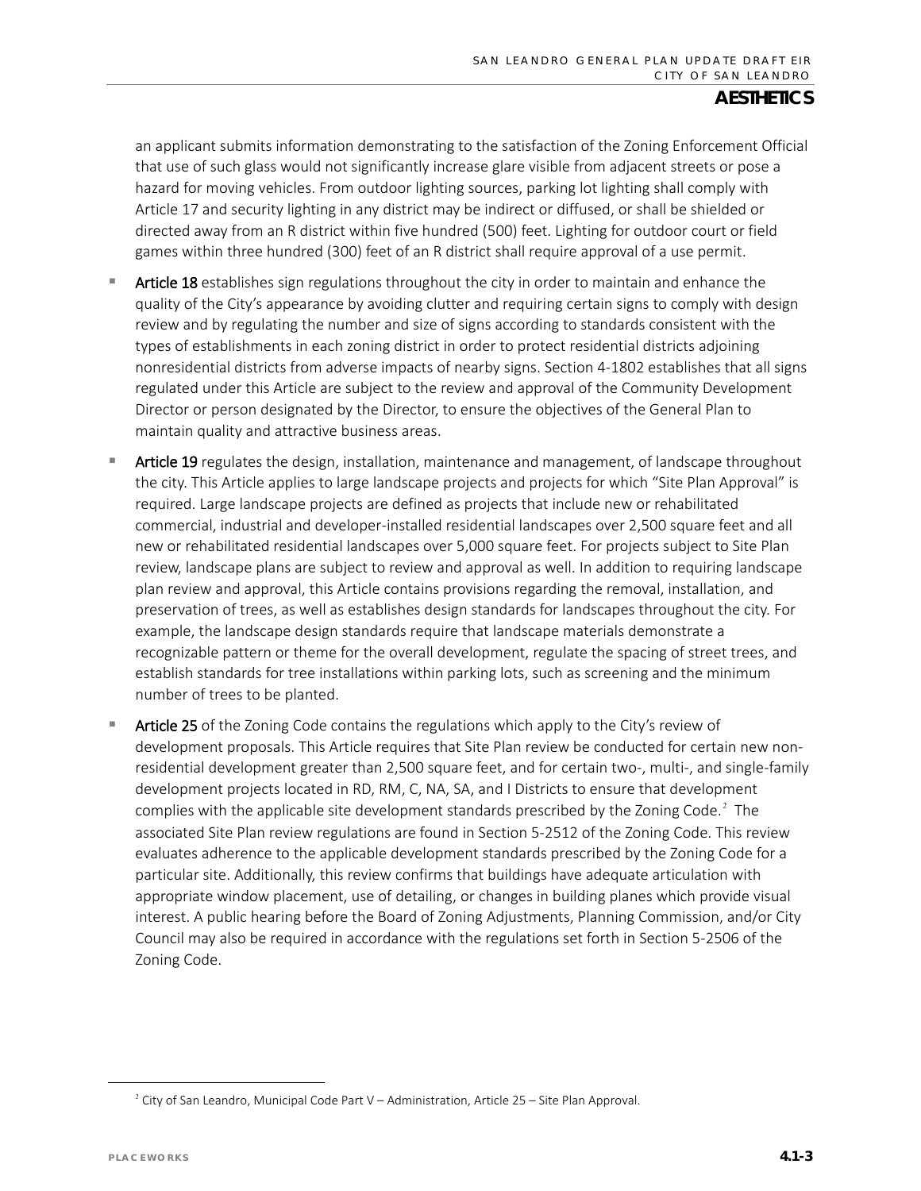an applicant submits information demonstrating to the satisfaction of the Zoning Enforcement Official that use of such glass would not significantly increase glare visible from adjacent streets or pose a hazard for moving vehicles. From outdoor lighting sources, parking lot lighting shall comply with Article 17 and security lighting in any district may be indirect or diffused, or shall be shielded or directed away from an R district within five hundred (500) feet. Lighting for outdoor court or field games within three hundred (300) feet of an R district shall require approval of a use permit.

- **Article 18** establishes sign regulations throughout the city in order to maintain and enhance the quality of the City's appearance by avoiding clutter and requiring certain signs to comply with design review and by regulating the number and size of signs according to standards consistent with the types of establishments in each zoning district in order to protect residential districts adjoining nonresidential districts from adverse impacts of nearby signs. Section 4-1802 establishes that all signs regulated under this Article are subject to the review and approval of the Community Development Director or person designated by the Director, to ensure the objectives of the General Plan to maintain quality and attractive business areas.
- **Article 19** regulates the design, installation, maintenance and management, of landscape throughout the city. This Article applies to large landscape projects and projects for which "Site Plan Approval" is required. Large landscape projects are defined as projects that include new or rehabilitated commercial, industrial and developer-installed residential landscapes over 2,500 square feet and all new or rehabilitated residential landscapes over 5,000 square feet. For projects subject to Site Plan review, landscape plans are subject to review and approval as well. In addition to requiring landscape plan review and approval, this Article contains provisions regarding the removal, installation, and preservation of trees, as well as establishes design standards for landscapes throughout the city. For example, the landscape design standards require that landscape materials demonstrate a recognizable pattern or theme for the overall development, regulate the spacing of street trees, and establish standards for tree installations within parking lots, such as screening and the minimum number of trees to be planted.
- **Article 25** of the Zoning Code contains the regulations which apply to the City's review of development proposals. This Article requires that Site Plan review be conducted for certain new non-residential development greater than 2,500 square feet, and for certain two-, multi-, and single-family development projects located in RD, RM, C, NA, SA, and I Districts to ensure that development complies with the applicable site development standards prescribed by the Zoning Code.[2] The associated Site Plan review regulations are found in Section 5-2512 of the Zoning Code. This review evaluates adherence to the applicable development standards prescribed by the Zoning Code for a particular site. Additionally, this review confirms that buildings have adequate articulation with appropriate window placement, use of detailing, or changes in building planes which provide visual interest. A public hearing before the Board of Zoning Adjustments, Planning Commission, and/or City Council may also be required in accordance with the regulations set forth in Section 5-2506 of the Zoning Code.

[2] City of San Leandro, Municipal Code Part V – Administration, Article 25 – Site Plan Approval.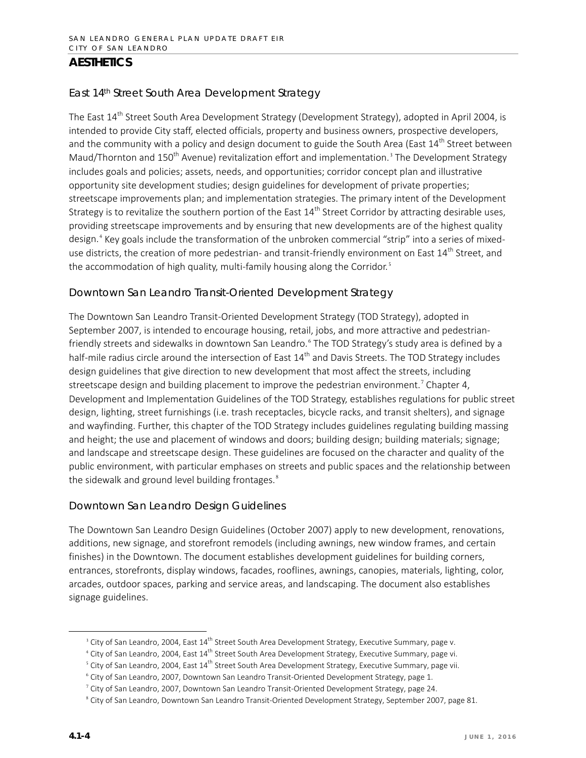## AESTHETICS

### East 14th Street South Area Development Strategy

The East 14th Street South Area Development Strategy (Development Strategy), adopted in April 2004, is intended to provide City staff, elected officials, property and business owners, prospective developers, and the community with a policy and design document to guide the South Area (East 14th Street between Maud/Thornton and 150th Avenue) revitalization effort and implementation.[3] The Development Strategy includes goals and policies; assets, needs, and opportunities; corridor concept plan and illustrative opportunity site development studies; design guidelines for development of private properties; streetscape improvements plan; and implementation strategies. The primary intent of the Development Strategy is to revitalize the southern portion of the East 14th Street Corridor by attracting desirable uses, providing streetscape improvements and by ensuring that new developments are of the highest quality design.[4] Key goals include the transformation of the unbroken commercial "strip" into a series of mixed-use districts, the creation of more pedestrian- and transit-friendly environment on East 14th Street, and the accommodation of high quality, multi-family housing along the Corridor.[5]

### Downtown San Leandro Transit-Oriented Development Strategy

The Downtown San Leandro Transit-Oriented Development Strategy (TOD Strategy), adopted in September 2007, is intended to encourage housing, retail, jobs, and more attractive and pedestrian-friendly streets and sidewalks in downtown San Leandro.[6] The TOD Strategy's study area is defined by a half-mile radius circle around the intersection of East 14th and Davis Streets. The TOD Strategy includes design guidelines that give direction to new development that most affect the streets, including streetscape design and building placement to improve the pedestrian environment.[7] Chapter 4, Development and Implementation Guidelines of the TOD Strategy, establishes regulations for public street design, lighting, street furnishings (i.e. trash receptacles, bicycle racks, and transit shelters), and signage and wayfinding. Further, this chapter of the TOD Strategy includes guidelines regulating building massing and height; the use and placement of windows and doors; building design; building materials; signage; and landscape and streetscape design. These guidelines are focused on the character and quality of the public environment, with particular emphases on streets and public spaces and the relationship between the sidewalk and ground level building frontages.[8]

### Downtown San Leandro Design Guidelines

The Downtown San Leandro Design Guidelines (October 2007) apply to new development, renovations, additions, new signage, and storefront remodels (including awnings, new window frames, and certain finishes) in the Downtown. The document establishes development guidelines for building corners, entrances, storefronts, display windows, facades, rooflines, awnings, canopies, materials, lighting, color, arcades, outdoor spaces, parking and service areas, and landscaping. The document also establishes signage guidelines.

---

[3] City of San Leandro, 2004, East 14th Street South Area Development Strategy, Executive Summary, page v.

[4] City of San Leandro, 2004, East 14th Street South Area Development Strategy, Executive Summary, page vi.

[5] City of San Leandro, 2004, East 14th Street South Area Development Strategy, Executive Summary, page vii.

[6] City of San Leandro, 2007, Downtown San Leandro Transit-Oriented Development Strategy, page 1.

[7] City of San Leandro, 2007, Downtown San Leandro Transit-Oriented Development Strategy, page 24.

[8] City of San Leandro, Downtown San Leandro Transit-Oriented Development Strategy, September 2007, page 81.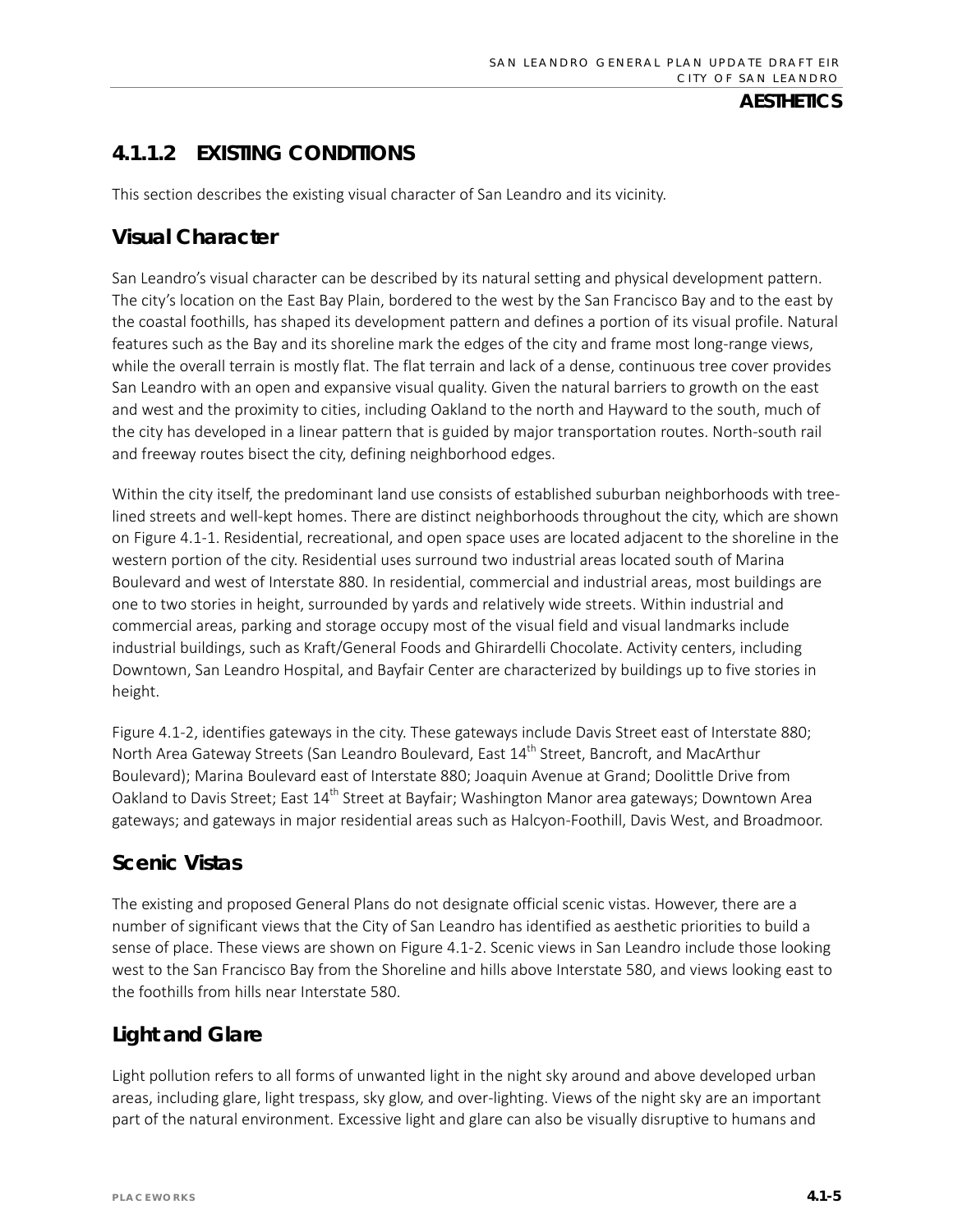## 4.1.1.2 EXISTING CONDITIONS

This section describes the existing visual character of San Leandro and its vicinity.

### Visual Character

San Leandro's visual character can be described by its natural setting and physical development pattern. The city's location on the East Bay Plain, bordered to the west by the San Francisco Bay and to the east by the coastal foothills, has shaped its development pattern and defines a portion of its visual profile. Natural features such as the Bay and its shoreline mark the edges of the city and frame most long-range views, while the overall terrain is mostly flat. The flat terrain and lack of a dense, continuous tree cover provides San Leandro with an open and expansive visual quality. Given the natural barriers to growth on the east and west and the proximity to cities, including Oakland to the north and Hayward to the south, much of the city has developed in a linear pattern that is guided by major transportation routes. North-south rail and freeway routes bisect the city, defining neighborhood edges.

Within the city itself, the predominant land use consists of established suburban neighborhoods with tree-lined streets and well-kept homes. There are distinct neighborhoods throughout the city, which are shown on Figure 4.1-1. Residential, recreational, and open space uses are located adjacent to the shoreline in the western portion of the city. Residential uses surround two industrial areas located south of Marina Boulevard and west of Interstate 880. In residential, commercial and industrial areas, most buildings are one to two stories in height, surrounded by yards and relatively wide streets. Within industrial and commercial areas, parking and storage occupy most of the visual field and visual landmarks include industrial buildings, such as Kraft/General Foods and Ghirardelli Chocolate. Activity centers, including Downtown, San Leandro Hospital, and Bayfair Center are characterized by buildings up to five stories in height.

Figure 4.1-2, identifies gateways in the city. These gateways include Davis Street east of Interstate 880; North Area Gateway Streets (San Leandro Boulevard, East 14th Street, Bancroft, and MacArthur Boulevard); Marina Boulevard east of Interstate 880; Joaquin Avenue at Grand; Doolittle Drive from Oakland to Davis Street; East 14th Street at Bayfair; Washington Manor area gateways; Downtown Area gateways; and gateways in major residential areas such as Halcyon-Foothill, Davis West, and Broadmoor.

### Scenic Vistas

The existing and proposed General Plans do not designate official scenic vistas. However, there are a number of significant views that the City of San Leandro has identified as aesthetic priorities to build a sense of place. These views are shown on Figure 4.1-2. Scenic views in San Leandro include those looking west to the San Francisco Bay from the Shoreline and hills above Interstate 580, and views looking east to the foothills from hills near Interstate 580.

### Light and Glare

Light pollution refers to all forms of unwanted light in the night sky around and above developed urban areas, including glare, light trespass, sky glow, and over-lighting. Views of the night sky are an important part of the natural environment. Excessive light and glare can also be visually disruptive to humans and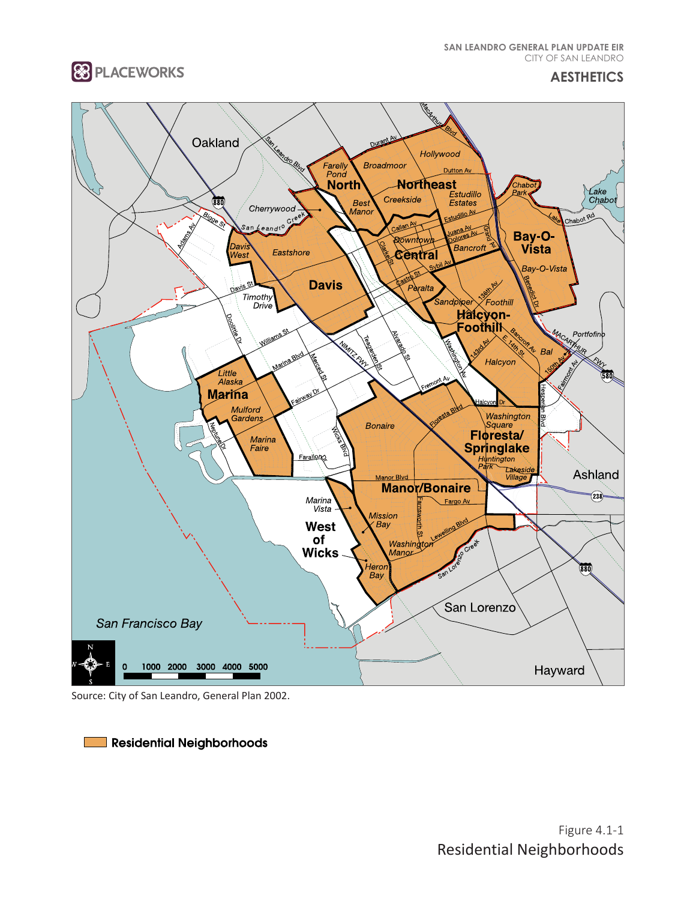Source: City of San Leandro, General Plan 2002.

Residential Neighborhoods

Figure 4.1-1
Residential Neighborhoods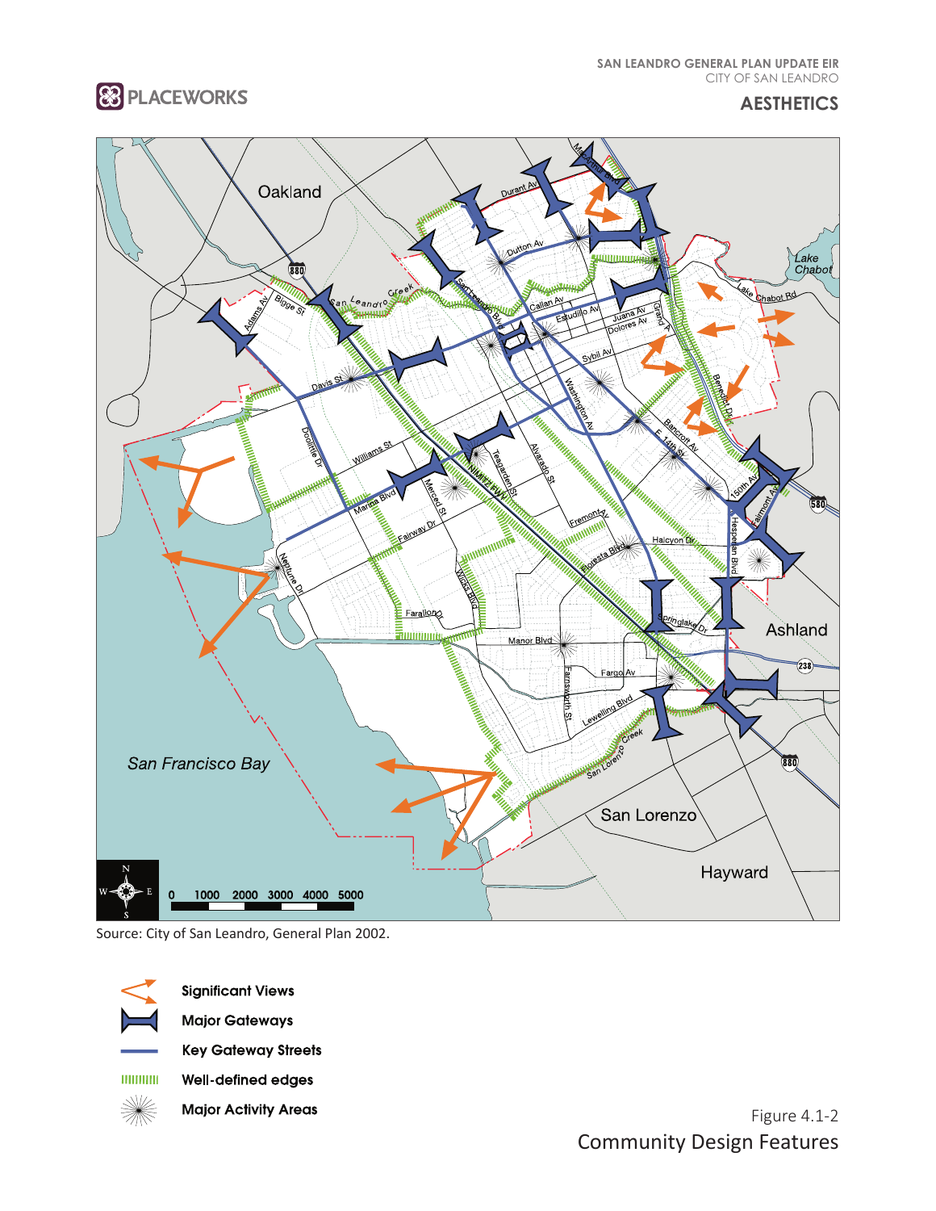Source: City of San Leandro, General Plan 2002.

- Significant Views
- Major Gateways
- Key Gateway Streets
- Well-defined edges
- Major Activity Areas

Figure 4.1-2
Community Design Features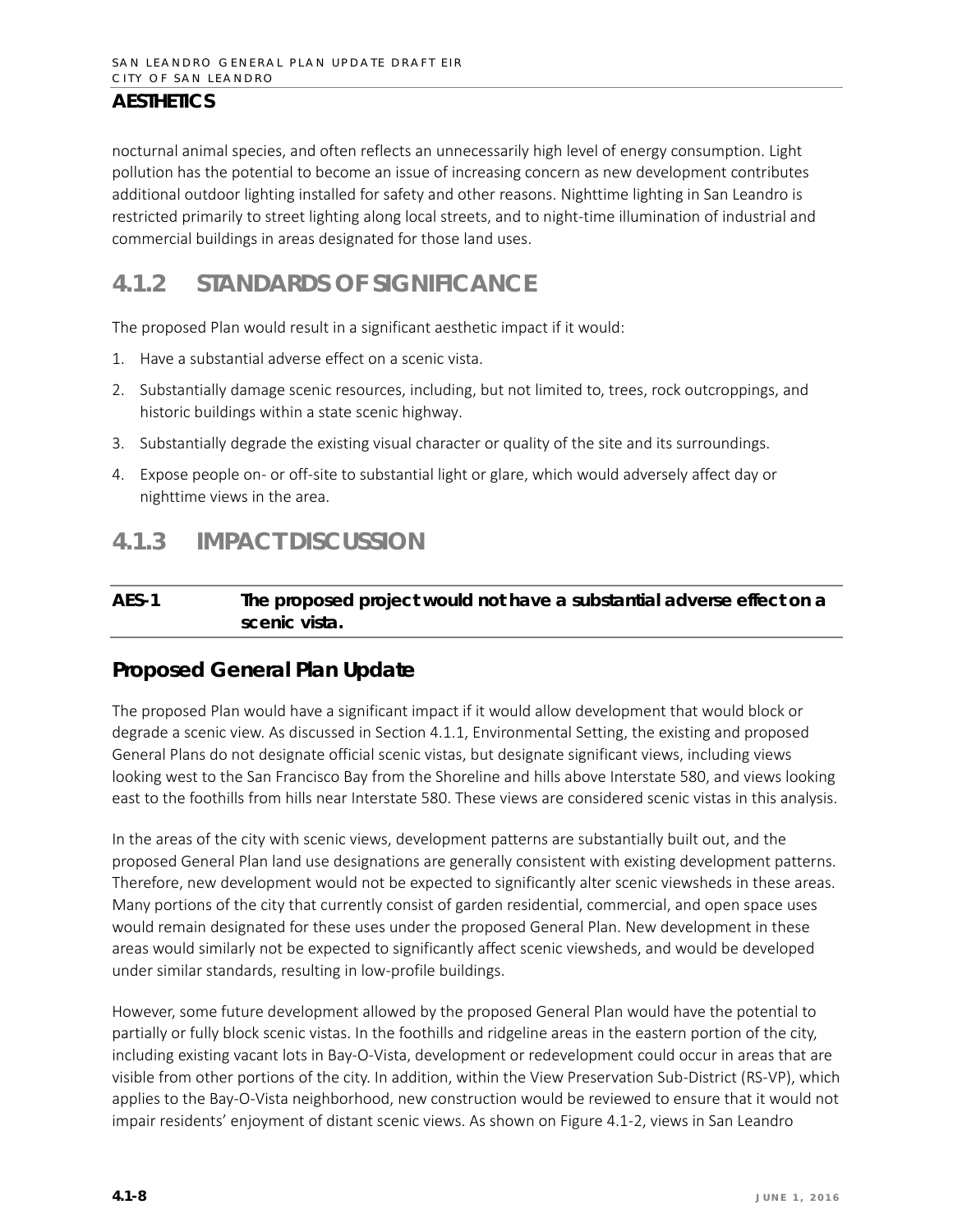nocturnal animal species, and often reflects an unnecessarily high level of energy consumption. Light pollution has the potential to become an issue of increasing concern as new development contributes additional outdoor lighting installed for safety and other reasons. Nighttime lighting in San Leandro is restricted primarily to street lighting along local streets, and to night-time illumination of industrial and commercial buildings in areas designated for those land uses.

## 4.1.2 STANDARDS OF SIGNIFICANCE

The proposed Plan would result in a significant aesthetic impact if it would:

1. Have a substantial adverse effect on a scenic vista.
2. Substantially damage scenic resources, including, but not limited to, trees, rock outcroppings, and historic buildings within a state scenic highway.
3. Substantially degrade the existing visual character or quality of the site and its surroundings.
4. Expose people on- or off-site to substantial light or glare, which would adversely affect day or nighttime views in the area.

## 4.1.3 IMPACT DISCUSSION

**AES-1 The proposed project would not have a substantial adverse effect on a scenic vista.**

### Proposed General Plan Update

The proposed Plan would have a significant impact if it would allow development that would block or degrade a scenic view. As discussed in Section 4.1.1, Environmental Setting, the existing and proposed General Plans do not designate official scenic vistas, but designate significant views, including views looking west to the San Francisco Bay from the Shoreline and hills above Interstate 580, and views looking east to the foothills from hills near Interstate 580. These views are considered scenic vistas in this analysis.

In the areas of the city with scenic views, development patterns are substantially built out, and the proposed General Plan land use designations are generally consistent with existing development patterns. Therefore, new development would not be expected to significantly alter scenic viewsheds in these areas. Many portions of the city that currently consist of garden residential, commercial, and open space uses would remain designated for these uses under the proposed General Plan. New development in these areas would similarly not be expected to significantly affect scenic viewsheds, and would be developed under similar standards, resulting in low-profile buildings.

However, some future development allowed by the proposed General Plan would have the potential to partially or fully block scenic vistas. In the foothills and ridgeline areas in the eastern portion of the city, including existing vacant lots in Bay-O-Vista, development or redevelopment could occur in areas that are visible from other portions of the city. In addition, within the View Preservation Sub-District (RS-VP), which applies to the Bay-O-Vista neighborhood, new construction would be reviewed to ensure that it would not impair residents' enjoyment of distant scenic views. As shown on Figure 4.1-2, views in San Leandro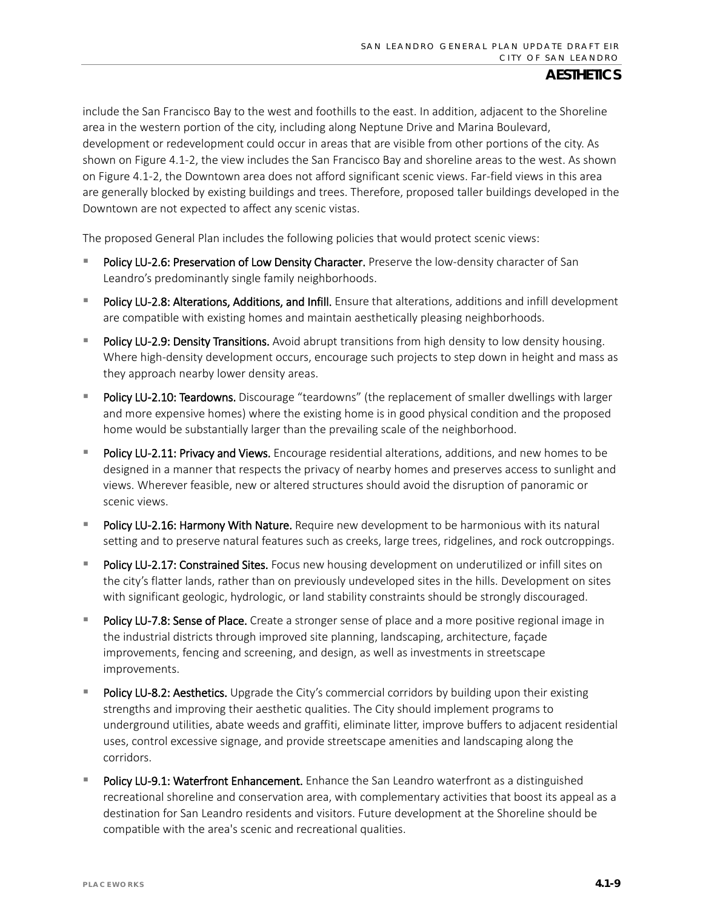include the San Francisco Bay to the west and foothills to the east. In addition, adjacent to the Shoreline area in the western portion of the city, including along Neptune Drive and Marina Boulevard, development or redevelopment could occur in areas that are visible from other portions of the city. As shown on Figure 4.1-2, the view includes the San Francisco Bay and shoreline areas to the west. As shown on Figure 4.1-2, the Downtown area does not afford significant scenic views. Far-field views in this area are generally blocked by existing buildings and trees. Therefore, proposed taller buildings developed in the Downtown are not expected to affect any scenic vistas.

The proposed General Plan includes the following policies that would protect scenic views:

- **Policy LU-2.6: Preservation of Low Density Character.** Preserve the low-density character of San Leandro's predominantly single family neighborhoods.
- **Policy LU-2.8: Alterations, Additions, and Infill.** Ensure that alterations, additions and infill development are compatible with existing homes and maintain aesthetically pleasing neighborhoods.
- **Policy LU-2.9: Density Transitions.** Avoid abrupt transitions from high density to low density housing. Where high-density development occurs, encourage such projects to step down in height and mass as they approach nearby lower density areas.
- **Policy LU-2.10: Teardowns.** Discourage "teardowns" (the replacement of smaller dwellings with larger and more expensive homes) where the existing home is in good physical condition and the proposed home would be substantially larger than the prevailing scale of the neighborhood.
- **Policy LU-2.11: Privacy and Views.** Encourage residential alterations, additions, and new homes to be designed in a manner that respects the privacy of nearby homes and preserves access to sunlight and views. Wherever feasible, new or altered structures should avoid the disruption of panoramic or scenic views.
- **Policy LU-2.16: Harmony With Nature.** Require new development to be harmonious with its natural setting and to preserve natural features such as creeks, large trees, ridgelines, and rock outcroppings.
- **Policy LU-2.17: Constrained Sites.** Focus new housing development on underutilized or infill sites on the city's flatter lands, rather than on previously undeveloped sites in the hills. Development on sites with significant geologic, hydrologic, or land stability constraints should be strongly discouraged.
- **Policy LU-7.8: Sense of Place.** Create a stronger sense of place and a more positive regional image in the industrial districts through improved site planning, landscaping, architecture, façade improvements, fencing and screening, and design, as well as investments in streetscape improvements.
- **Policy LU-8.2: Aesthetics.** Upgrade the City's commercial corridors by building upon their existing strengths and improving their aesthetic qualities. The City should implement programs to underground utilities, abate weeds and graffiti, eliminate litter, improve buffers to adjacent residential uses, control excessive signage, and provide streetscape amenities and landscaping along the corridors.
- **Policy LU-9.1: Waterfront Enhancement.** Enhance the San Leandro waterfront as a distinguished recreational shoreline and conservation area, with complementary activities that boost its appeal as a destination for San Leandro residents and visitors. Future development at the Shoreline should be compatible with the area's scenic and recreational qualities.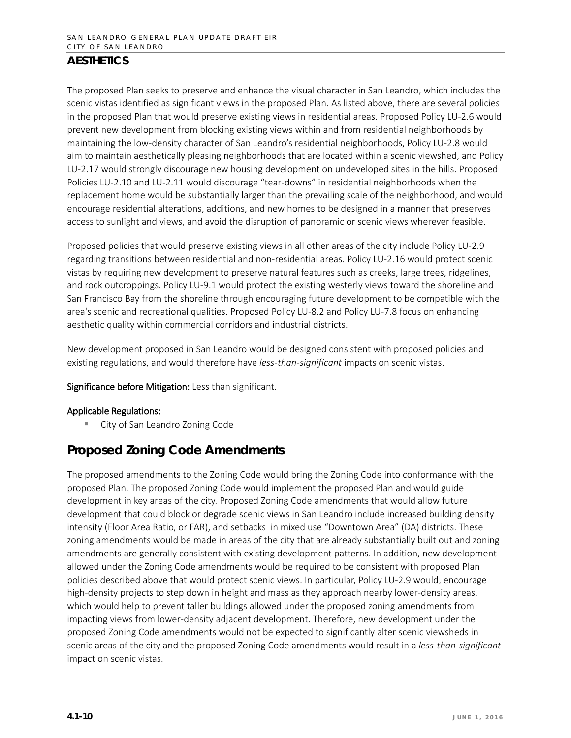## AESTHETICS

The proposed Plan seeks to preserve and enhance the visual character in San Leandro, which includes the scenic vistas identified as significant views in the proposed Plan. As listed above, there are several policies in the proposed Plan that would preserve existing views in residential areas. Proposed Policy LU-2.6 would prevent new development from blocking existing views within and from residential neighborhoods by maintaining the low-density character of San Leandro's residential neighborhoods, Policy LU-2.8 would aim to maintain aesthetically pleasing neighborhoods that are located within a scenic viewshed, and Policy LU-2.17 would strongly discourage new housing development on undeveloped sites in the hills. Proposed Policies LU-2.10 and LU-2.11 would discourage "tear-downs" in residential neighborhoods when the replacement home would be substantially larger than the prevailing scale of the neighborhood, and would encourage residential alterations, additions, and new homes to be designed in a manner that preserves access to sunlight and views, and avoid the disruption of panoramic or scenic views wherever feasible.

Proposed policies that would preserve existing views in all other areas of the city include Policy LU-2.9 regarding transitions between residential and non-residential areas. Policy LU-2.16 would protect scenic vistas by requiring new development to preserve natural features such as creeks, large trees, ridgelines, and rock outcroppings. Policy LU-9.1 would protect the existing westerly views toward the shoreline and San Francisco Bay from the shoreline through encouraging future development to be compatible with the area's scenic and recreational qualities. Proposed Policy LU-8.2 and Policy LU-7.8 focus on enhancing aesthetic quality within commercial corridors and industrial districts.

New development proposed in San Leandro would be designed consistent with proposed policies and existing regulations, and would therefore have *less-than-significant* impacts on scenic vistas.

**Significance before Mitigation:** Less than significant.

**Applicable Regulations:**

- City of San Leandro Zoning Code

## Proposed Zoning Code Amendments

The proposed amendments to the Zoning Code would bring the Zoning Code into conformance with the proposed Plan. The proposed Zoning Code would implement the proposed Plan and would guide development in key areas of the city. Proposed Zoning Code amendments that would allow future development that could block or degrade scenic views in San Leandro include increased building density intensity (Floor Area Ratio, or FAR), and setbacks in mixed use "Downtown Area" (DA) districts. These zoning amendments would be made in areas of the city that are already substantially built out and zoning amendments are generally consistent with existing development patterns. In addition, new development allowed under the Zoning Code amendments would be required to be consistent with proposed Plan policies described above that would protect scenic views. In particular, Policy LU-2.9 would, encourage high-density projects to step down in height and mass as they approach nearby lower-density areas, which would help to prevent taller buildings allowed under the proposed zoning amendments from impacting views from lower-density adjacent development. Therefore, new development under the proposed Zoning Code amendments would not be expected to significantly alter scenic viewsheds in scenic areas of the city and the proposed Zoning Code amendments would result in a *less-than-significant* impact on scenic vistas.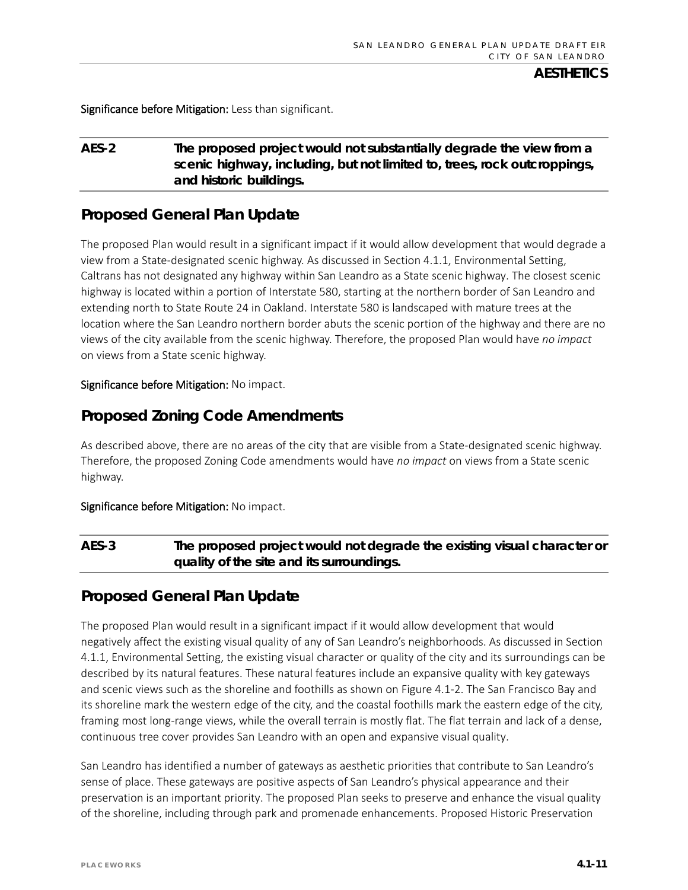**Significance before Mitigation:** Less than significant.

| AES-2 | **The proposed project would not substantially degrade the view from a scenic highway, including, but not limited to, trees, rock outcroppings, and historic buildings.** |
|---|---|

## Proposed General Plan Update

The proposed Plan would result in a significant impact if it would allow development that would degrade a view from a State-designated scenic highway. As discussed in Section 4.1.1, Environmental Setting, Caltrans has not designated any highway within San Leandro as a State scenic highway. The closest scenic highway is located within a portion of Interstate 580, starting at the northern border of San Leandro and extending north to State Route 24 in Oakland. Interstate 580 is landscaped with mature trees at the location where the San Leandro northern border abuts the scenic portion of the highway and there are no views of the city available from the scenic highway. Therefore, the proposed Plan would have *no impact* on views from a State scenic highway.

**Significance before Mitigation:** No impact.

## Proposed Zoning Code Amendments

As described above, there are no areas of the city that are visible from a State-designated scenic highway. Therefore, the proposed Zoning Code amendments would have *no impact* on views from a State scenic highway.

**Significance before Mitigation:** No impact.

| AES-3 | **The proposed project would not degrade the existing visual character or quality of the site and its surroundings.** |
|---|---|

## Proposed General Plan Update

The proposed Plan would result in a significant impact if it would allow development that would negatively affect the existing visual quality of any of San Leandro's neighborhoods. As discussed in Section 4.1.1, Environmental Setting, the existing visual character or quality of the city and its surroundings can be described by its natural features. These natural features include an expansive quality with key gateways and scenic views such as the shoreline and foothills as shown on Figure 4.1-2. The San Francisco Bay and its shoreline mark the western edge of the city, and the coastal foothills mark the eastern edge of the city, framing most long-range views, while the overall terrain is mostly flat. The flat terrain and lack of a dense, continuous tree cover provides San Leandro with an open and expansive visual quality.

San Leandro has identified a number of gateways as aesthetic priorities that contribute to San Leandro's sense of place. These gateways are positive aspects of San Leandro's physical appearance and their preservation is an important priority. The proposed Plan seeks to preserve and enhance the visual quality of the shoreline, including through park and promenade enhancements. Proposed Historic Preservation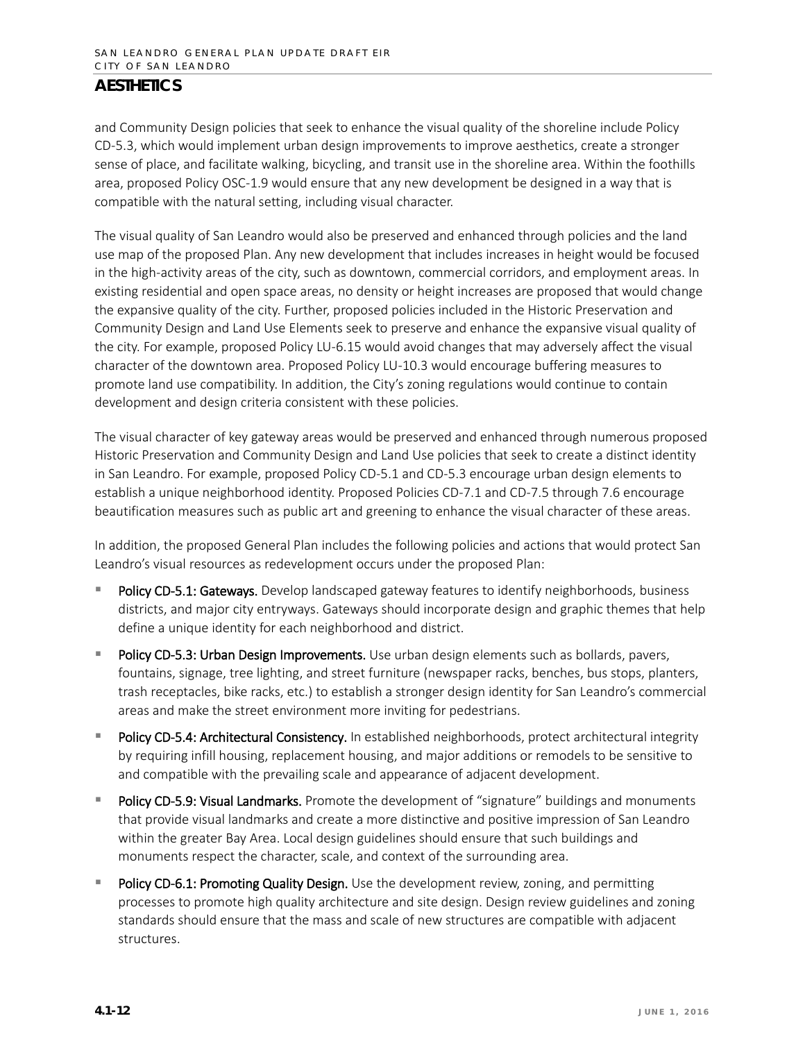## AESTHETICS

and Community Design policies that seek to enhance the visual quality of the shoreline include Policy CD-5.3, which would implement urban design improvements to improve aesthetics, create a stronger sense of place, and facilitate walking, bicycling, and transit use in the shoreline area. Within the foothills area, proposed Policy OSC-1.9 would ensure that any new development be designed in a way that is compatible with the natural setting, including visual character.

The visual quality of San Leandro would also be preserved and enhanced through policies and the land use map of the proposed Plan. Any new development that includes increases in height would be focused in the high-activity areas of the city, such as downtown, commercial corridors, and employment areas. In existing residential and open space areas, no density or height increases are proposed that would change the expansive quality of the city. Further, proposed policies included in the Historic Preservation and Community Design and Land Use Elements seek to preserve and enhance the expansive visual quality of the city. For example, proposed Policy LU-6.15 would avoid changes that may adversely affect the visual character of the downtown area. Proposed Policy LU-10.3 would encourage buffering measures to promote land use compatibility. In addition, the City's zoning regulations would continue to contain development and design criteria consistent with these policies.

The visual character of key gateway areas would be preserved and enhanced through numerous proposed Historic Preservation and Community Design and Land Use policies that seek to create a distinct identity in San Leandro. For example, proposed Policy CD-5.1 and CD-5.3 encourage urban design elements to establish a unique neighborhood identity. Proposed Policies CD-7.1 and CD-7.5 through 7.6 encourage beautification measures such as public art and greening to enhance the visual character of these areas.

In addition, the proposed General Plan includes the following policies and actions that would protect San Leandro's visual resources as redevelopment occurs under the proposed Plan:

- **Policy CD-5.1: Gateways.** Develop landscaped gateway features to identify neighborhoods, business districts, and major city entryways. Gateways should incorporate design and graphic themes that help define a unique identity for each neighborhood and district.
- **Policy CD-5.3: Urban Design Improvements.** Use urban design elements such as bollards, pavers, fountains, signage, tree lighting, and street furniture (newspaper racks, benches, bus stops, planters, trash receptacles, bike racks, etc.) to establish a stronger design identity for San Leandro's commercial areas and make the street environment more inviting for pedestrians.
- **Policy CD-5.4: Architectural Consistency.** In established neighborhoods, protect architectural integrity by requiring infill housing, replacement housing, and major additions or remodels to be sensitive to and compatible with the prevailing scale and appearance of adjacent development.
- **Policy CD-5.9: Visual Landmarks.** Promote the development of "signature" buildings and monuments that provide visual landmarks and create a more distinctive and positive impression of San Leandro within the greater Bay Area. Local design guidelines should ensure that such buildings and monuments respect the character, scale, and context of the surrounding area.
- **Policy CD-6.1: Promoting Quality Design.** Use the development review, zoning, and permitting processes to promote high quality architecture and site design. Design review guidelines and zoning standards should ensure that the mass and scale of new structures are compatible with adjacent structures.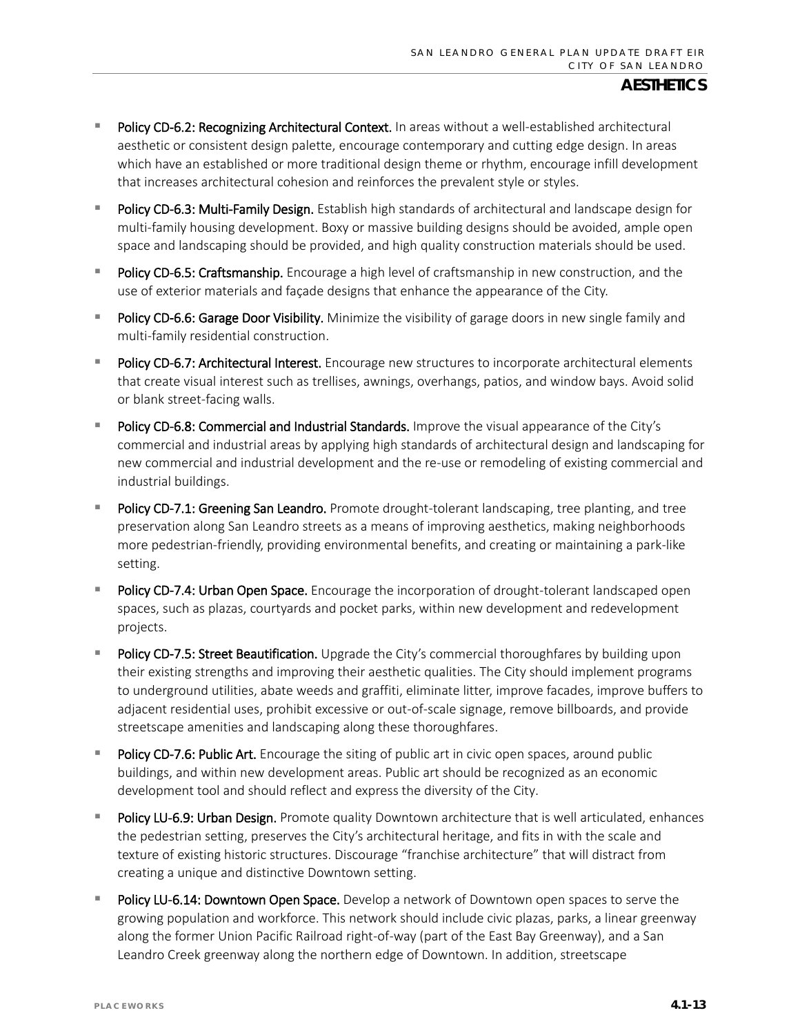- **Policy CD-6.2: Recognizing Architectural Context.** In areas without a well-established architectural aesthetic or consistent design palette, encourage contemporary and cutting edge design. In areas which have an established or more traditional design theme or rhythm, encourage infill development that increases architectural cohesion and reinforces the prevalent style or styles.
- **Policy CD-6.3: Multi-Family Design.** Establish high standards of architectural and landscape design for multi-family housing development. Boxy or massive building designs should be avoided, ample open space and landscaping should be provided, and high quality construction materials should be used.
- **Policy CD-6.5: Craftsmanship.** Encourage a high level of craftsmanship in new construction, and the use of exterior materials and façade designs that enhance the appearance of the City.
- **Policy CD-6.6: Garage Door Visibility.** Minimize the visibility of garage doors in new single family and multi-family residential construction.
- **Policy CD-6.7: Architectural Interest.** Encourage new structures to incorporate architectural elements that create visual interest such as trellises, awnings, overhangs, patios, and window bays. Avoid solid or blank street-facing walls.
- **Policy CD-6.8: Commercial and Industrial Standards.** Improve the visual appearance of the City's commercial and industrial areas by applying high standards of architectural design and landscaping for new commercial and industrial development and the re-use or remodeling of existing commercial and industrial buildings.
- **Policy CD-7.1: Greening San Leandro.** Promote drought-tolerant landscaping, tree planting, and tree preservation along San Leandro streets as a means of improving aesthetics, making neighborhoods more pedestrian-friendly, providing environmental benefits, and creating or maintaining a park-like setting.
- **Policy CD-7.4: Urban Open Space.** Encourage the incorporation of drought-tolerant landscaped open spaces, such as plazas, courtyards and pocket parks, within new development and redevelopment projects.
- **Policy CD-7.5: Street Beautification.** Upgrade the City's commercial thoroughfares by building upon their existing strengths and improving their aesthetic qualities. The City should implement programs to underground utilities, abate weeds and graffiti, eliminate litter, improve facades, improve buffers to adjacent residential uses, prohibit excessive or out-of-scale signage, remove billboards, and provide streetscape amenities and landscaping along these thoroughfares.
- **Policy CD-7.6: Public Art.** Encourage the siting of public art in civic open spaces, around public buildings, and within new development areas. Public art should be recognized as an economic development tool and should reflect and express the diversity of the City.
- **Policy LU-6.9: Urban Design.** Promote quality Downtown architecture that is well articulated, enhances the pedestrian setting, preserves the City's architectural heritage, and fits in with the scale and texture of existing historic structures. Discourage "franchise architecture" that will distract from creating a unique and distinctive Downtown setting.
- **Policy LU-6.14: Downtown Open Space.** Develop a network of Downtown open spaces to serve the growing population and workforce. This network should include civic plazas, parks, a linear greenway along the former Union Pacific Railroad right-of-way (part of the East Bay Greenway), and a San Leandro Creek greenway along the northern edge of Downtown. In addition, streetscape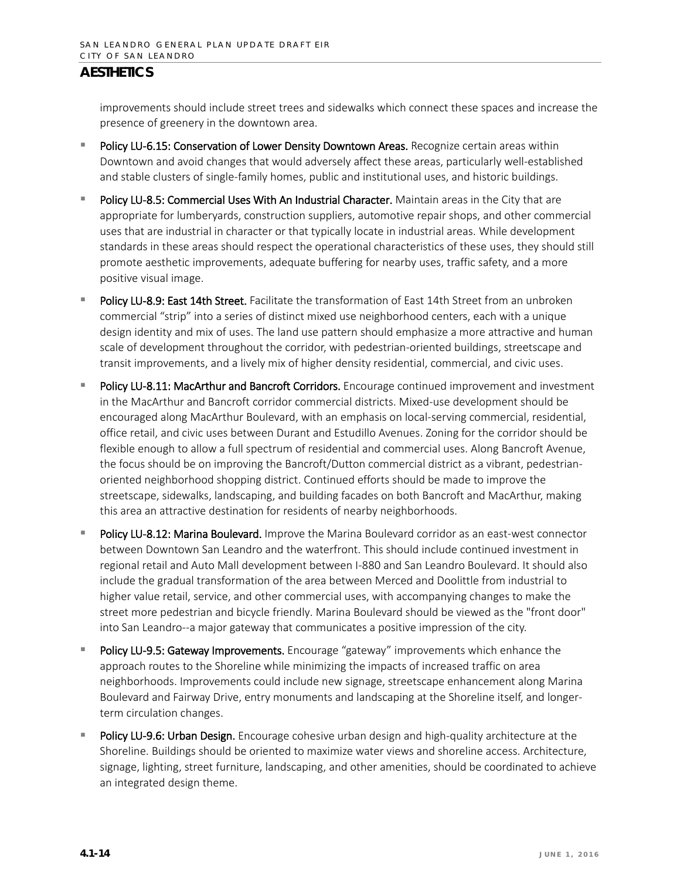improvements should include street trees and sidewalks which connect these spaces and increase the presence of greenery in the downtown area.

- **Policy LU-6.15: Conservation of Lower Density Downtown Areas.** Recognize certain areas within Downtown and avoid changes that would adversely affect these areas, particularly well-established and stable clusters of single-family homes, public and institutional uses, and historic buildings.
- **Policy LU-8.5: Commercial Uses With An Industrial Character.** Maintain areas in the City that are appropriate for lumberyards, construction suppliers, automotive repair shops, and other commercial uses that are industrial in character or that typically locate in industrial areas. While development standards in these areas should respect the operational characteristics of these uses, they should still promote aesthetic improvements, adequate buffering for nearby uses, traffic safety, and a more positive visual image.
- **Policy LU-8.9: East 14th Street.** Facilitate the transformation of East 14th Street from an unbroken commercial "strip" into a series of distinct mixed use neighborhood centers, each with a unique design identity and mix of uses. The land use pattern should emphasize a more attractive and human scale of development throughout the corridor, with pedestrian-oriented buildings, streetscape and transit improvements, and a lively mix of higher density residential, commercial, and civic uses.
- **Policy LU-8.11: MacArthur and Bancroft Corridors.** Encourage continued improvement and investment in the MacArthur and Bancroft corridor commercial districts. Mixed-use development should be encouraged along MacArthur Boulevard, with an emphasis on local-serving commercial, residential, office retail, and civic uses between Durant and Estudillo Avenues. Zoning for the corridor should be flexible enough to allow a full spectrum of residential and commercial uses. Along Bancroft Avenue, the focus should be on improving the Bancroft/Dutton commercial district as a vibrant, pedestrian-oriented neighborhood shopping district. Continued efforts should be made to improve the streetscape, sidewalks, landscaping, and building facades on both Bancroft and MacArthur, making this area an attractive destination for residents of nearby neighborhoods.
- **Policy LU-8.12: Marina Boulevard.** Improve the Marina Boulevard corridor as an east-west connector between Downtown San Leandro and the waterfront. This should include continued investment in regional retail and Auto Mall development between I-880 and San Leandro Boulevard. It should also include the gradual transformation of the area between Merced and Doolittle from industrial to higher value retail, service, and other commercial uses, with accompanying changes to make the street more pedestrian and bicycle friendly. Marina Boulevard should be viewed as the "front door" into San Leandro--a major gateway that communicates a positive impression of the city.
- **Policy LU-9.5: Gateway Improvements.** Encourage "gateway" improvements which enhance the approach routes to the Shoreline while minimizing the impacts of increased traffic on area neighborhoods. Improvements could include new signage, streetscape enhancement along Marina Boulevard and Fairway Drive, entry monuments and landscaping at the Shoreline itself, and longer-term circulation changes.
- **Policy LU-9.6: Urban Design.** Encourage cohesive urban design and high-quality architecture at the Shoreline. Buildings should be oriented to maximize water views and shoreline access. Architecture, signage, lighting, street furniture, landscaping, and other amenities, should be coordinated to achieve an integrated design theme.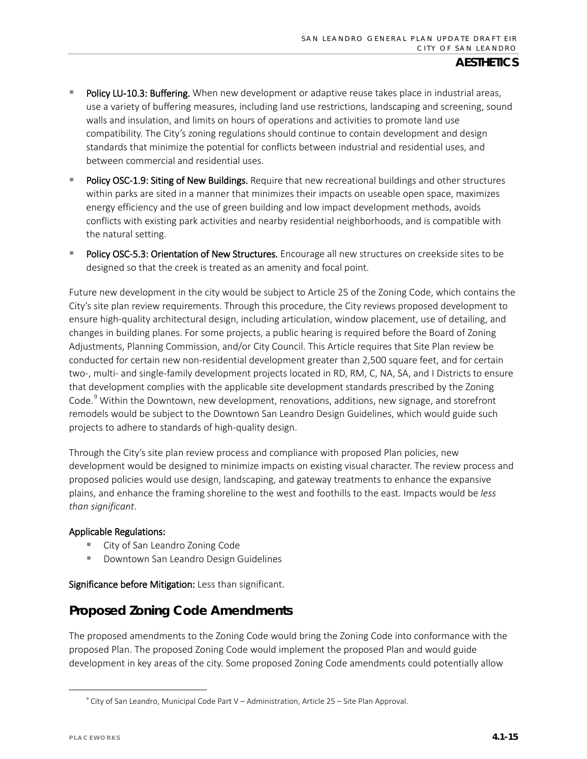- **Policy LU-10.3: Buffering.** When new development or adaptive reuse takes place in industrial areas, use a variety of buffering measures, including land use restrictions, landscaping and screening, sound walls and insulation, and limits on hours of operations and activities to promote land use compatibility. The City's zoning regulations should continue to contain development and design standards that minimize the potential for conflicts between industrial and residential uses, and between commercial and residential uses.
- **Policy OSC-1.9: Siting of New Buildings.** Require that new recreational buildings and other structures within parks are sited in a manner that minimizes their impacts on useable open space, maximizes energy efficiency and the use of green building and low impact development methods, avoids conflicts with existing park activities and nearby residential neighborhoods, and is compatible with the natural setting.
- **Policy OSC-5.3: Orientation of New Structures.** Encourage all new structures on creekside sites to be designed so that the creek is treated as an amenity and focal point.

Future new development in the city would be subject to Article 25 of the Zoning Code, which contains the City's site plan review requirements. Through this procedure, the City reviews proposed development to ensure high-quality architectural design, including articulation, window placement, use of detailing, and changes in building planes. For some projects, a public hearing is required before the Board of Zoning Adjustments, Planning Commission, and/or City Council. This Article requires that Site Plan review be conducted for certain new non-residential development greater than 2,500 square feet, and for certain two-, multi- and single-family development projects located in RD, RM, C, NA, SA, and I Districts to ensure that development complies with the applicable site development standards prescribed by the Zoning Code.[9] Within the Downtown, new development, renovations, additions, new signage, and storefront remodels would be subject to the Downtown San Leandro Design Guidelines, which would guide such projects to adhere to standards of high-quality design.

Through the City's site plan review process and compliance with proposed Plan policies, new development would be designed to minimize impacts on existing visual character. The review process and proposed policies would use design, landscaping, and gateway treatments to enhance the expansive plains, and enhance the framing shoreline to the west and foothills to the east. Impacts would be *less than significant*.

**Applicable Regulations:**

- City of San Leandro Zoning Code
- Downtown San Leandro Design Guidelines

**Significance before Mitigation:** Less than significant.

## Proposed Zoning Code Amendments

The proposed amendments to the Zoning Code would bring the Zoning Code into conformance with the proposed Plan. The proposed Zoning Code would implement the proposed Plan and would guide development in key areas of the city. Some proposed Zoning Code amendments could potentially allow

[9] City of San Leandro, Municipal Code Part V – Administration, Article 25 – Site Plan Approval.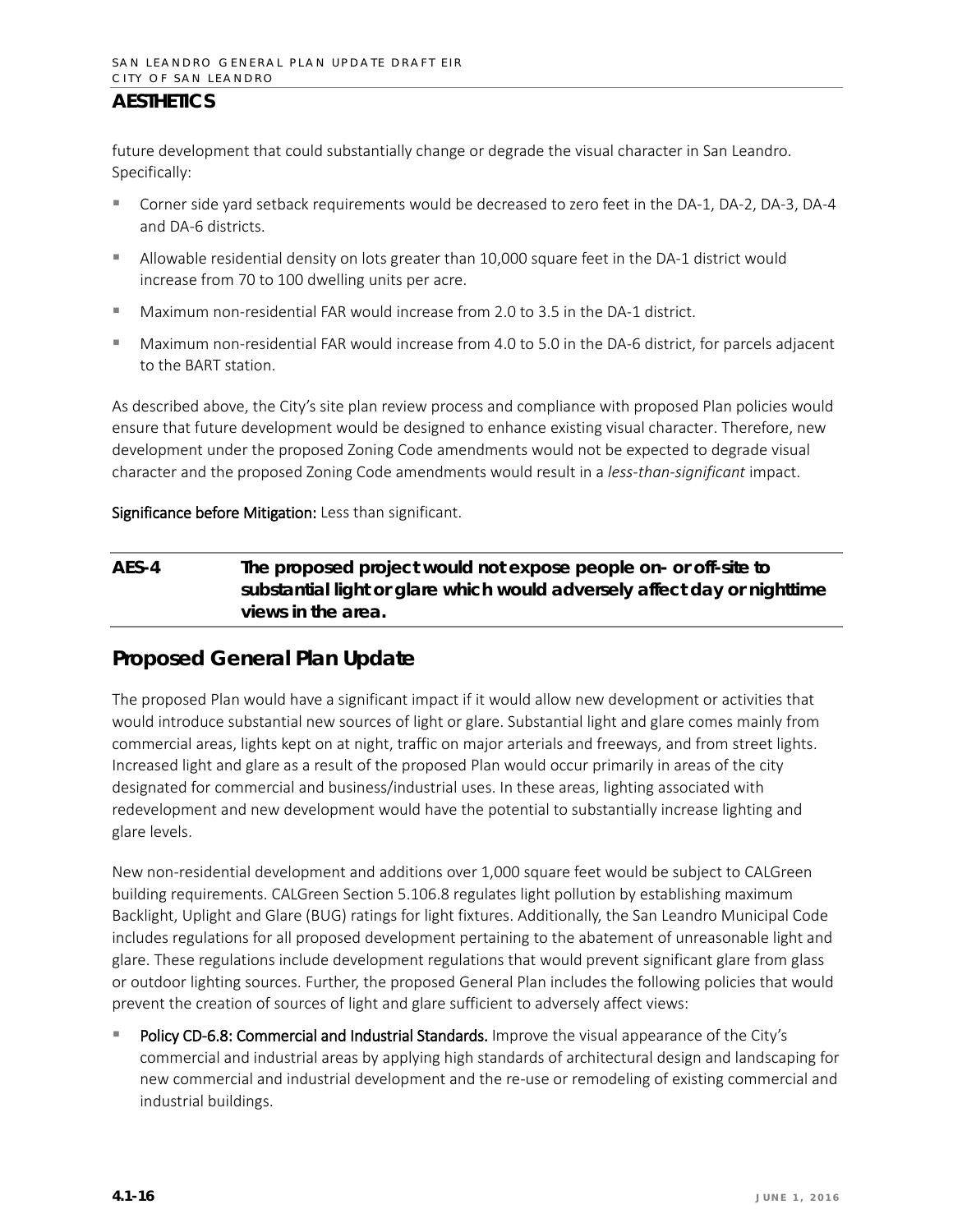future development that could substantially change or degrade the visual character in San Leandro. Specifically:

- Corner side yard setback requirements would be decreased to zero feet in the DA-1, DA-2, DA-3, DA-4 and DA-6 districts.
- Allowable residential density on lots greater than 10,000 square feet in the DA-1 district would increase from 70 to 100 dwelling units per acre.
- Maximum non-residential FAR would increase from 2.0 to 3.5 in the DA-1 district.
- Maximum non-residential FAR would increase from 4.0 to 5.0 in the DA-6 district, for parcels adjacent to the BART station.

As described above, the City's site plan review process and compliance with proposed Plan policies would ensure that future development would be designed to enhance existing visual character. Therefore, new development under the proposed Zoning Code amendments would not be expected to degrade visual character and the proposed Zoning Code amendments would result in a *less-than-significant* impact.

**Significance before Mitigation:** Less than significant.

| **AES-4** | **The proposed project would not expose people on- or off-site to substantial light or glare which would adversely affect day or nighttime views in the area.** |
|---|---|

## Proposed General Plan Update

The proposed Plan would have a significant impact if it would allow new development or activities that would introduce substantial new sources of light or glare. Substantial light and glare comes mainly from commercial areas, lights kept on at night, traffic on major arterials and freeways, and from street lights. Increased light and glare as a result of the proposed Plan would occur primarily in areas of the city designated for commercial and business/industrial uses. In these areas, lighting associated with redevelopment and new development would have the potential to substantially increase lighting and glare levels.

New non-residential development and additions over 1,000 square feet would be subject to CALGreen building requirements. CALGreen Section 5.106.8 regulates light pollution by establishing maximum Backlight, Uplight and Glare (BUG) ratings for light fixtures. Additionally, the San Leandro Municipal Code includes regulations for all proposed development pertaining to the abatement of unreasonable light and glare. These regulations include development regulations that would prevent significant glare from glass or outdoor lighting sources. Further, the proposed General Plan includes the following policies that would prevent the creation of sources of light and glare sufficient to adversely affect views:

- **Policy CD-6.8: Commercial and Industrial Standards.** Improve the visual appearance of the City's commercial and industrial areas by applying high standards of architectural design and landscaping for new commercial and industrial development and the re-use or remodeling of existing commercial and industrial buildings.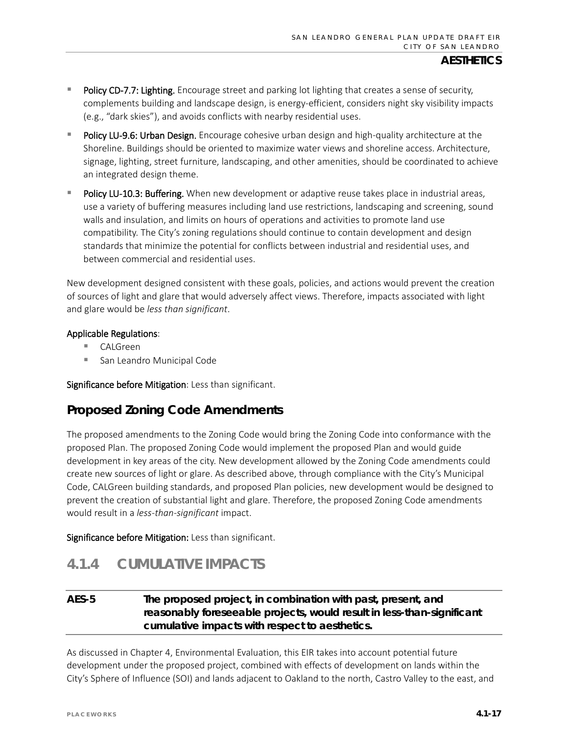- **Policy CD-7.7: Lighting.** Encourage street and parking lot lighting that creates a sense of security, complements building and landscape design, is energy-efficient, considers night sky visibility impacts (e.g., "dark skies"), and avoids conflicts with nearby residential uses.
- **Policy LU-9.6: Urban Design.** Encourage cohesive urban design and high-quality architecture at the Shoreline. Buildings should be oriented to maximize water views and shoreline access. Architecture, signage, lighting, street furniture, landscaping, and other amenities, should be coordinated to achieve an integrated design theme.
- **Policy LU-10.3: Buffering.** When new development or adaptive reuse takes place in industrial areas, use a variety of buffering measures including land use restrictions, landscaping and screening, sound walls and insulation, and limits on hours of operations and activities to promote land use compatibility. The City's zoning regulations should continue to contain development and design standards that minimize the potential for conflicts between industrial and residential uses, and between commercial and residential uses.

New development designed consistent with these goals, policies, and actions would prevent the creation of sources of light and glare that would adversely affect views. Therefore, impacts associated with light and glare would be *less than significant*.

**Applicable Regulations**:

- CALGreen
- San Leandro Municipal Code

**Significance before Mitigation**: Less than significant.

## Proposed Zoning Code Amendments

The proposed amendments to the Zoning Code would bring the Zoning Code into conformance with the proposed Plan. The proposed Zoning Code would implement the proposed Plan and would guide development in key areas of the city. New development allowed by the Zoning Code amendments could create new sources of light or glare. As described above, through compliance with the City's Municipal Code, CALGreen building standards, and proposed Plan policies, new development would be designed to prevent the creation of substantial light and glare. Therefore, the proposed Zoning Code amendments would result in a *less-than-significant* impact.

**Significance before Mitigation:** Less than significant.

# 4.1.4 CUMULATIVE IMPACTS

| AES-5 | The proposed project, in combination with past, present, and reasonably foreseeable projects, would result in less-than-significant cumulative impacts with respect to aesthetics. |
|---|---|

As discussed in Chapter 4, Environmental Evaluation, this EIR takes into account potential future development under the proposed project, combined with effects of development on lands within the City's Sphere of Influence (SOI) and lands adjacent to Oakland to the north, Castro Valley to the east, and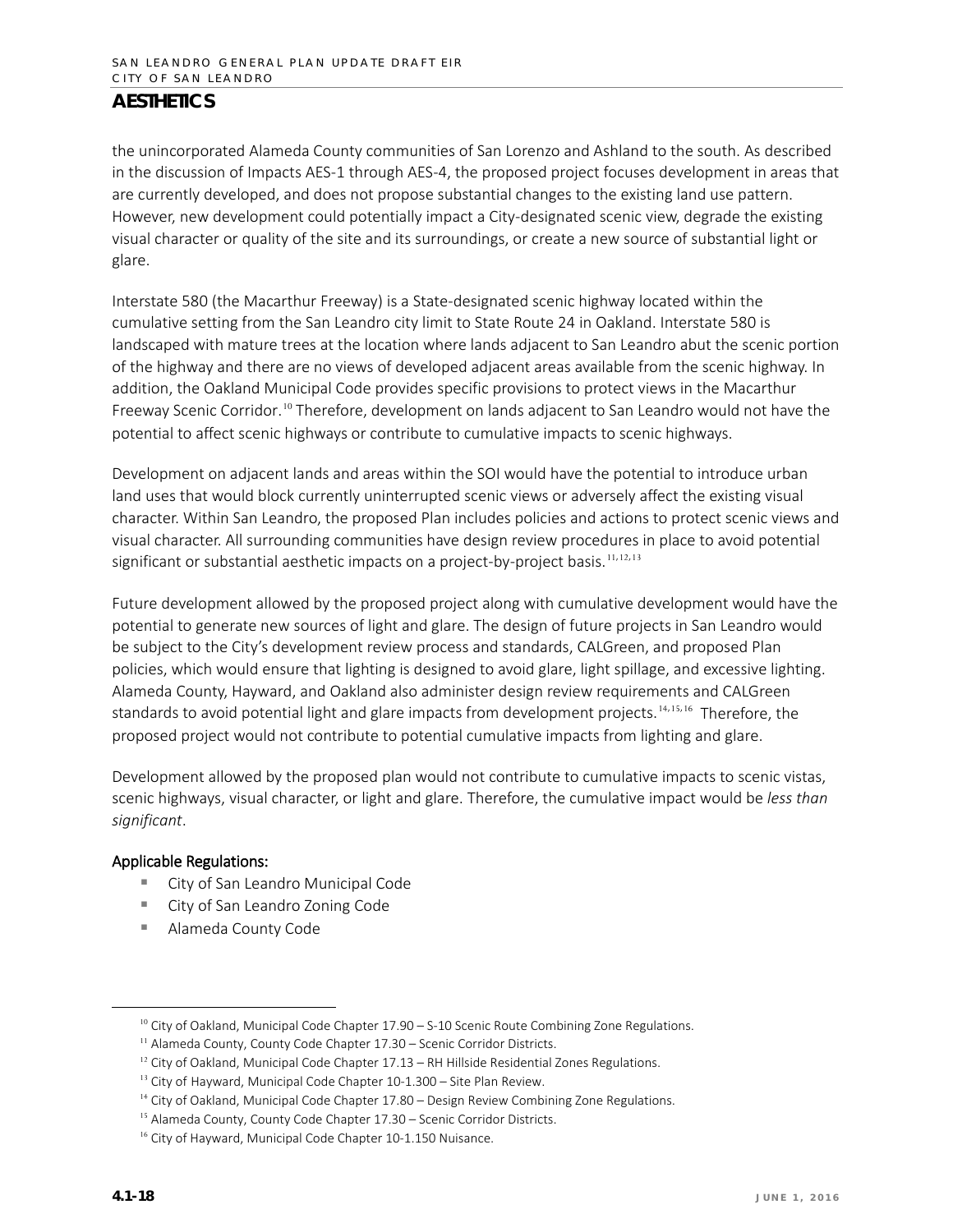the unincorporated Alameda County communities of San Lorenzo and Ashland to the south. As described in the discussion of Impacts AES-1 through AES-4, the proposed project focuses development in areas that are currently developed, and does not propose substantial changes to the existing land use pattern. However, new development could potentially impact a City-designated scenic view, degrade the existing visual character or quality of the site and its surroundings, or create a new source of substantial light or glare.

Interstate 580 (the Macarthur Freeway) is a State-designated scenic highway located within the cumulative setting from the San Leandro city limit to State Route 24 in Oakland. Interstate 580 is landscaped with mature trees at the location where lands adjacent to San Leandro abut the scenic portion of the highway and there are no views of developed adjacent areas available from the scenic highway. In addition, the Oakland Municipal Code provides specific provisions to protect views in the Macarthur Freeway Scenic Corridor.[10] Therefore, development on lands adjacent to San Leandro would not have the potential to affect scenic highways or contribute to cumulative impacts to scenic highways.

Development on adjacent lands and areas within the SOI would have the potential to introduce urban land uses that would block currently uninterrupted scenic views or adversely affect the existing visual character. Within San Leandro, the proposed Plan includes policies and actions to protect scenic views and visual character. All surrounding communities have design review procedures in place to avoid potential significant or substantial aesthetic impacts on a project-by-project basis.[11,12,13]

Future development allowed by the proposed project along with cumulative development would have the potential to generate new sources of light and glare. The design of future projects in San Leandro would be subject to the City's development review process and standards, CALGreen, and proposed Plan policies, which would ensure that lighting is designed to avoid glare, light spillage, and excessive lighting. Alameda County, Hayward, and Oakland also administer design review requirements and CALGreen standards to avoid potential light and glare impacts from development projects.[14,15,16] Therefore, the proposed project would not contribute to potential cumulative impacts from lighting and glare.

Development allowed by the proposed plan would not contribute to cumulative impacts to scenic vistas, scenic highways, visual character, or light and glare. Therefore, the cumulative impact would be *less than significant*.

**Applicable Regulations:**

- City of San Leandro Municipal Code
- City of San Leandro Zoning Code
- Alameda County Code

---

[10] City of Oakland, Municipal Code Chapter 17.90 – S-10 Scenic Route Combining Zone Regulations.

[11] Alameda County, County Code Chapter 17.30 – Scenic Corridor Districts.

[12] City of Oakland, Municipal Code Chapter 17.13 – RH Hillside Residential Zones Regulations.

[13] City of Hayward, Municipal Code Chapter 10-1.300 – Site Plan Review.

[14] City of Oakland, Municipal Code Chapter 17.80 – Design Review Combining Zone Regulations.

[15] Alameda County, County Code Chapter 17.30 – Scenic Corridor Districts.

[16] City of Hayward, Municipal Code Chapter 10-1.150 Nuisance.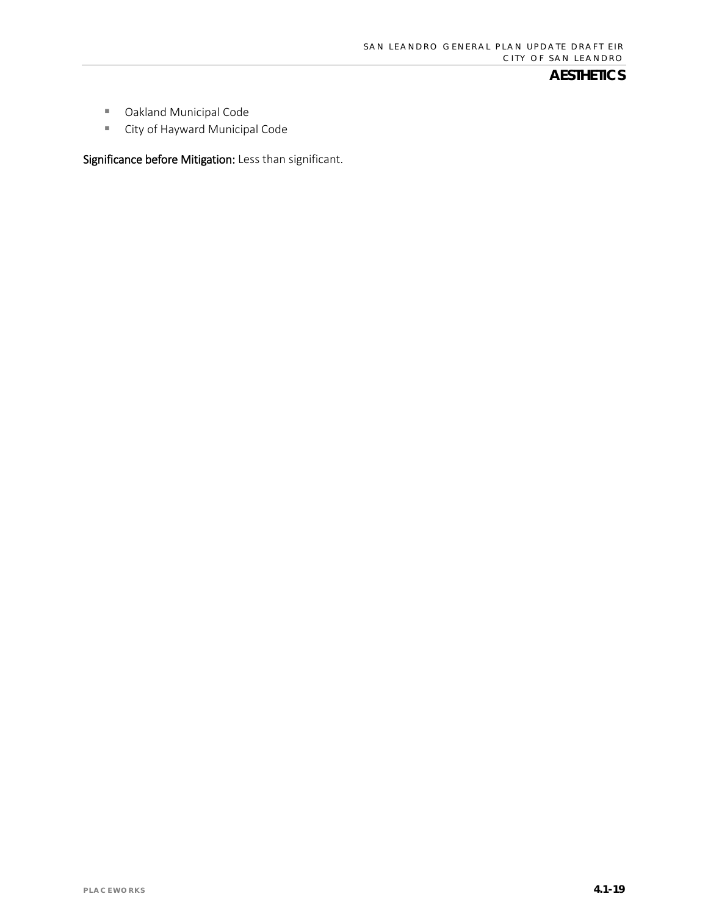- Oakland Municipal Code
- City of Hayward Municipal Code

**Significance before Mitigation:** Less than significant.